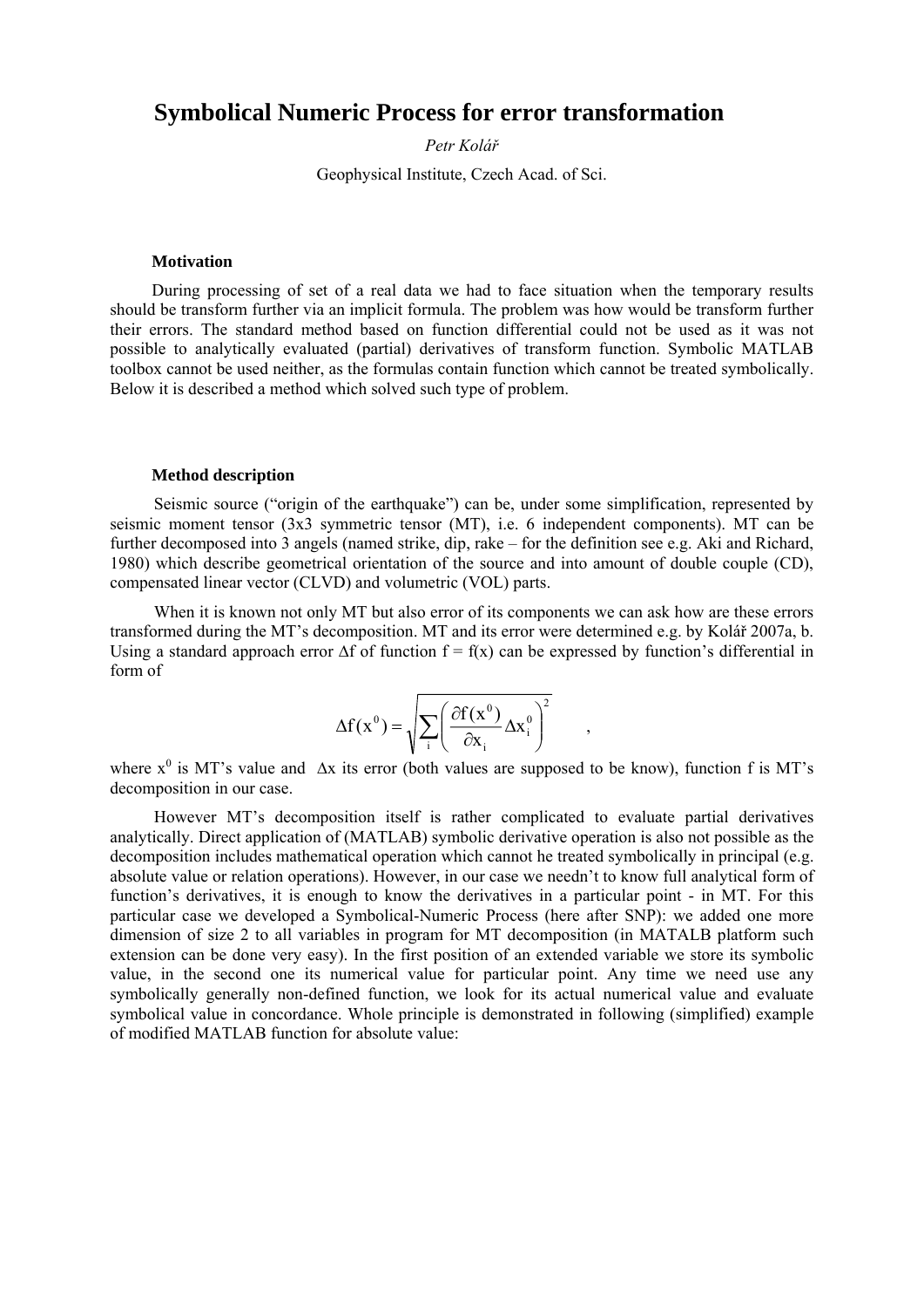# Symbolical Numeric Process for error transformation

*Petr Kolář*

Geophysical Institute, Czech Acad. of Sci.

### Motivation

During processing of set of a real data we had to face situation when the temporary results should be transform further via an implicit formula. The problem was how would be transform further their errors. The standard method based on function differential could not be used as it was not possible to analytically evaluated (partial) derivatives of transform function. Symbolic MATLAB toolbox cannot be used neither, as the formulas contain function which cannot be treated symbolically. Below it is described a method which solved such type of problem.

### Method description

Seismic source ("origin of the earthquake") can be, under some simplification, represented by seismic moment tensor (3x3 symmetric tensor (MT), i.e. 6 independent components). MT can be further decomposed into 3 angels (named strike, dip, rake – for the definition see e.g. Aki and Richard, 1980) which describe geometrical orientation of the source and into amount of double couple (CD), compensated linear vector (CLVD) and volumetric (VOL) parts.

When it is known not only MT but also error of its components we can ask how are these errors transformed during the MT's decomposition. MT and its error were determined e.g. by Kolář 2007a, b. Using a standard approach error $\Delta f$ of function $f = f(x)$ can be expressed by function's differential in form of

$$\Delta f(x^0) = \sqrt{\sum_i \left( \frac{\partial f(x^0)}{\partial x_i} \Delta x_i^0 \right)^2} \qquad ,$$

where $x^0$ is MT's value and $\Delta x$ its error (both values are supposed to be know), function f is MT's decomposition in our case.

However MT's decomposition itself is rather complicated to evaluate partial derivatives analytically. Direct application of (MATLAB) symbolic derivative operation is also not possible as the decomposition includes mathematical operation which cannot he treated symbolically in principal (e.g. absolute value or relation operations). However, in our case we needn't to know full analytical form of function's derivatives, it is enough to know the derivatives in a particular point - in MT. For this particular case we developed a Symbolical-Numeric Process (here after SNP): we added one more dimension of size 2 to all variables in program for MT decomposition (in MATALB platform such extension can be done very easy). In the first position of an extended variable we store its symbolic value, in the second one its numerical value for particular point. Any time we need use any symbolically generally non-defined function, we look for its actual numerical value and evaluate symbolical value in concordance. Whole principle is demonstrated in following (simplified) example of modified MATLAB function for absolute value: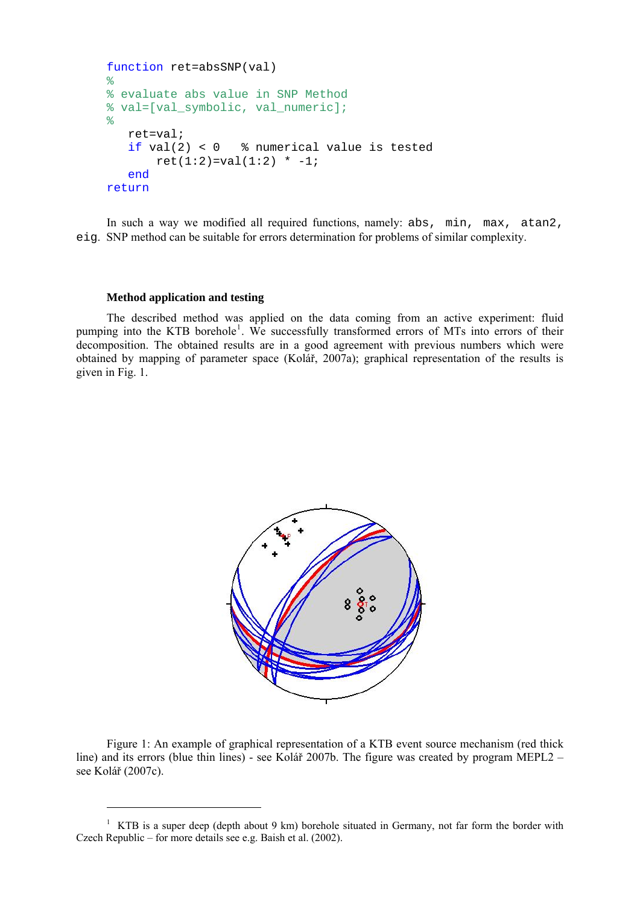```
function ret=absSNP(val)
%
% evaluate abs value in SNP Method
% val=[val_symbolic, val_numeric];
%
   ret=val;
   if val(2) < 0   % numerical value is tested
       ret(1:2)=val(1:2) * -1;
   end
return
```

In such a way we modified all required functions, namely: `abs`, `min`, `max`, `atan2`, `eig`. SNP method can be suitable for errors determination for problems of similar complexity.

### Method application and testing

The described method was applied on the data coming from an active experiment: fluid pumping into the KTB borehole[1]. We successfully transformed errors of MTs into errors of their decomposition. The obtained results are in a good agreement with previous numbers which were obtained by mapping of parameter space (Kolář, 2007a); graphical representation of the results is given in Fig. 1.

Figure 1: An example of graphical representation of a KTB event source mechanism (red thick line) and its errors (blue thin lines) - see Kolář 2007b. The figure was created by program MEPL2 – see Kolář (2007c).

---

[1] KTB is a super deep (depth about 9 km) borehole situated in Germany, not far form the border with Czech Republic – for more details see e.g. Baish et al. (2002).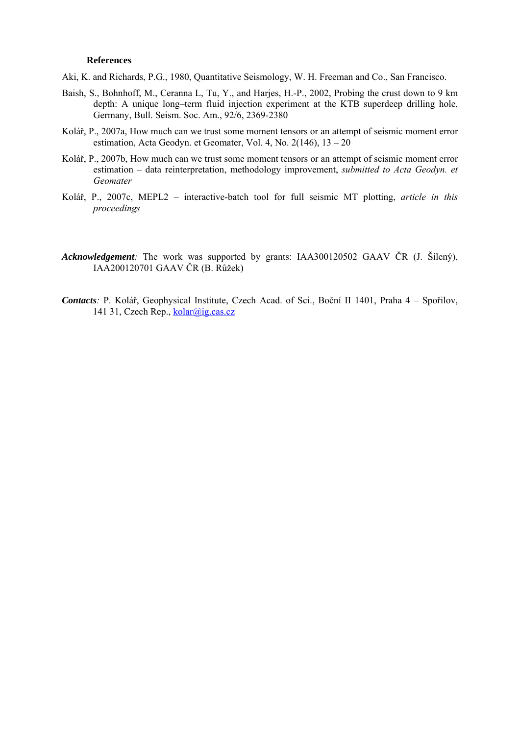**References**

Aki, K. and Richards, P.G., 1980, Quantitative Seismology, W. H. Freeman and Co., San Francisco.

Baish, S., Bohnhoff, M., Ceranna L, Tu, Y., and Harjes, H.-P., 2002, Probing the crust down to 9 km depth: A unique long–term fluid injection experiment at the KTB superdeep drilling hole, Germany, Bull. Seism. Soc. Am., 92/6, 2369-2380

Kolář, P., 2007a, How much can we trust some moment tensors or an attempt of seismic moment error estimation, Acta Geodyn. et Geomater, Vol. 4, No. 2(146), 13 – 20

Kolář, P., 2007b, How much can we trust some moment tensors or an attempt of seismic moment error estimation – data reinterpretation, methodology improvement, *submitted to Acta Geodyn. et Geomater*

Kolář, P., 2007c, MEPL2 – interactive-batch tool for full seismic MT plotting, *article in this proceedings*

***Acknowledgement**:* The work was supported by grants: IAA300120502 GAAV ČR (J. Šílený), IAA200120701 GAAV ČR (B. Růžek)

***Contacts**:* P. Kolář, Geophysical Institute, Czech Acad. of Sci., Boční II 1401, Praha 4 – Spořilov, 141 31, Czech Rep., kolar@ig.cas.cz